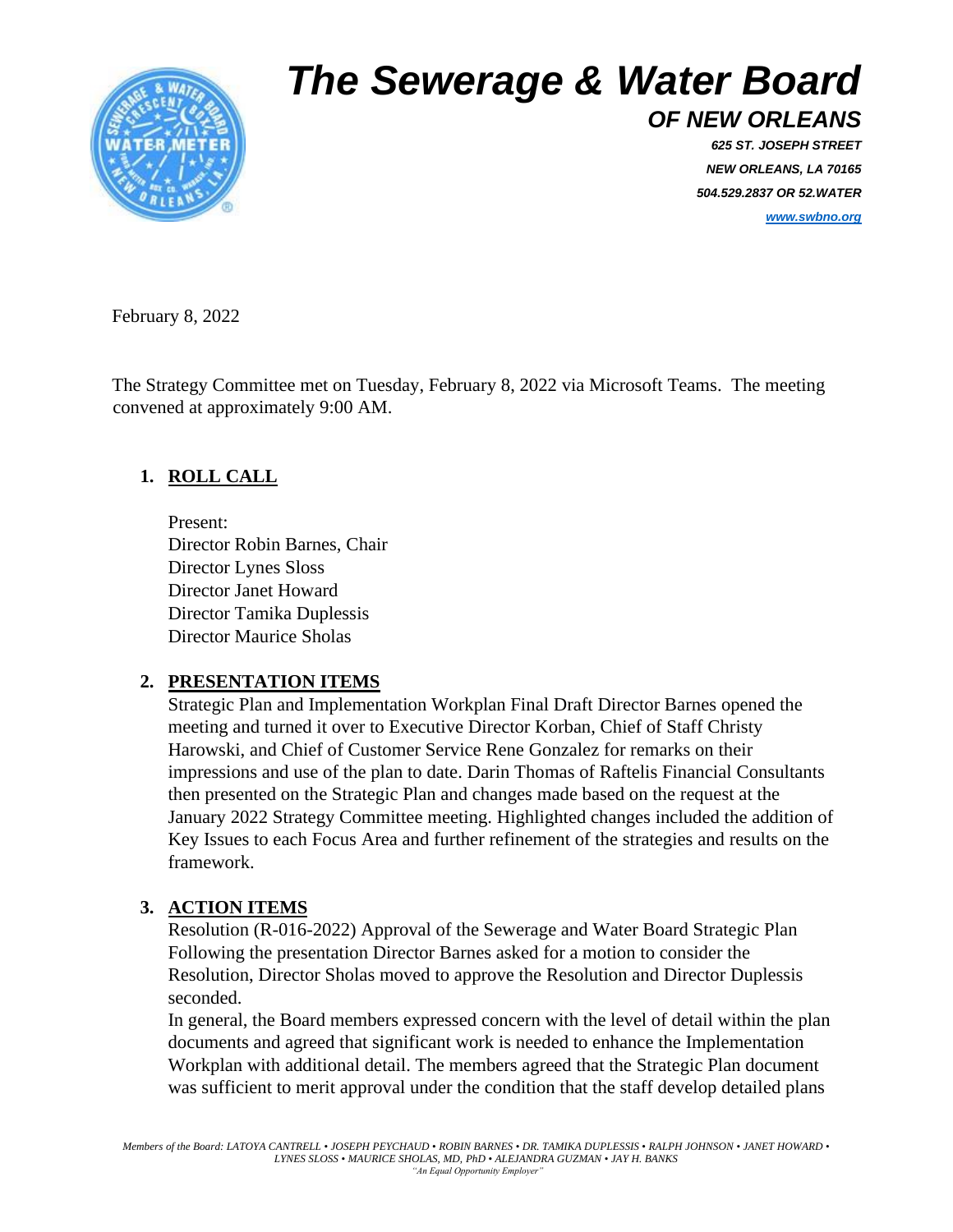# The Sewerage & Water Board

## OF NEW ORLEANS

625 ST. JOSEPH STREET
NEW ORLEANS, LA 70165
504.529.2837 OR 52.WATER
www.swbno.org

February 8, 2022

The Strategy Committee met on Tuesday, February 8, 2022 via Microsoft Teams. The meeting convened at approximately 9:00 AM.

1. **ROLL CALL**

   Present:
   Director Robin Barnes, Chair
   Director Lynes Sloss
   Director Janet Howard
   Director Tamika Duplessis
   Director Maurice Sholas

2. **PRESENTATION ITEMS**

   Strategic Plan and Implementation Workplan Final Draft Director Barnes opened the meeting and turned it over to Executive Director Korban, Chief of Staff Christy Harowski, and Chief of Customer Service Rene Gonzalez for remarks on their impressions and use of the plan to date. Darin Thomas of Raftelis Financial Consultants then presented on the Strategic Plan and changes made based on the request at the January 2022 Strategy Committee meeting. Highlighted changes included the addition of Key Issues to each Focus Area and further refinement of the strategies and results on the framework.

3. **ACTION ITEMS**

   Resolution (R-016-2022) Approval of the Sewerage and Water Board Strategic Plan Following the presentation Director Barnes asked for a motion to consider the Resolution, Director Sholas moved to approve the Resolution and Director Duplessis seconded.

   In general, the Board members expressed concern with the level of detail within the plan documents and agreed that significant work is needed to enhance the Implementation Workplan with additional detail. The members agreed that the Strategic Plan document was sufficient to merit approval under the condition that the staff develop detailed plans

*Members of the Board: LATOYA CANTRELL • JOSEPH PEYCHAUD • ROBIN BARNES • DR. TAMIKA DUPLESSIS • RALPH JOHNSON • JANET HOWARD • LYNES SLOSS • MAURICE SHOLAS, MD, PhD • ALEJANDRA GUZMAN • JAY H. BANKS*
*"An Equal Opportunity Employer"*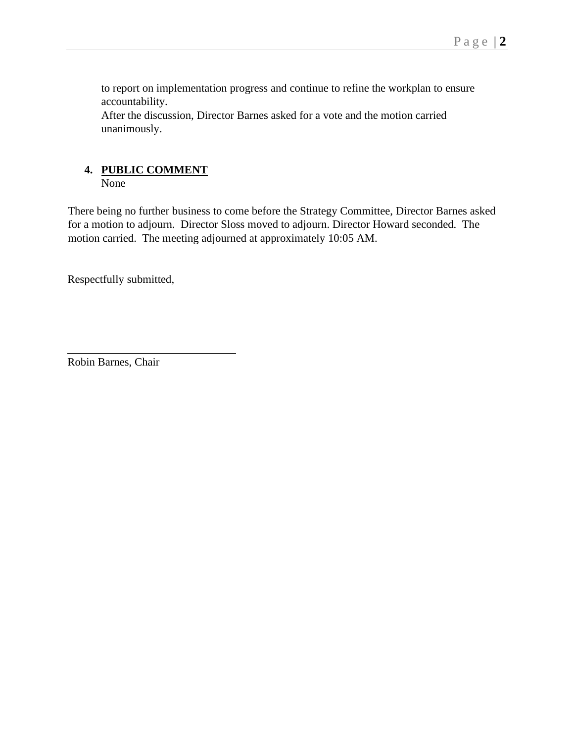to report on implementation progress and continue to refine the workplan to ensure accountability.

After the discussion, Director Barnes asked for a vote and the motion carried unanimously.

4. **PUBLIC COMMENT**

   None

There being no further business to come before the Strategy Committee, Director Barnes asked for a motion to adjourn. Director Sloss moved to adjourn. Director Howard seconded. The motion carried. The meeting adjourned at approximately 10:05 AM.

Respectfully submitted,

\_\_\_\_\_\_\_\_\_\_\_\_\_\_\_\_\_\_\_\_\_\_\_\_\_\_\_\_\_\_\_\_

Robin Barnes, Chair